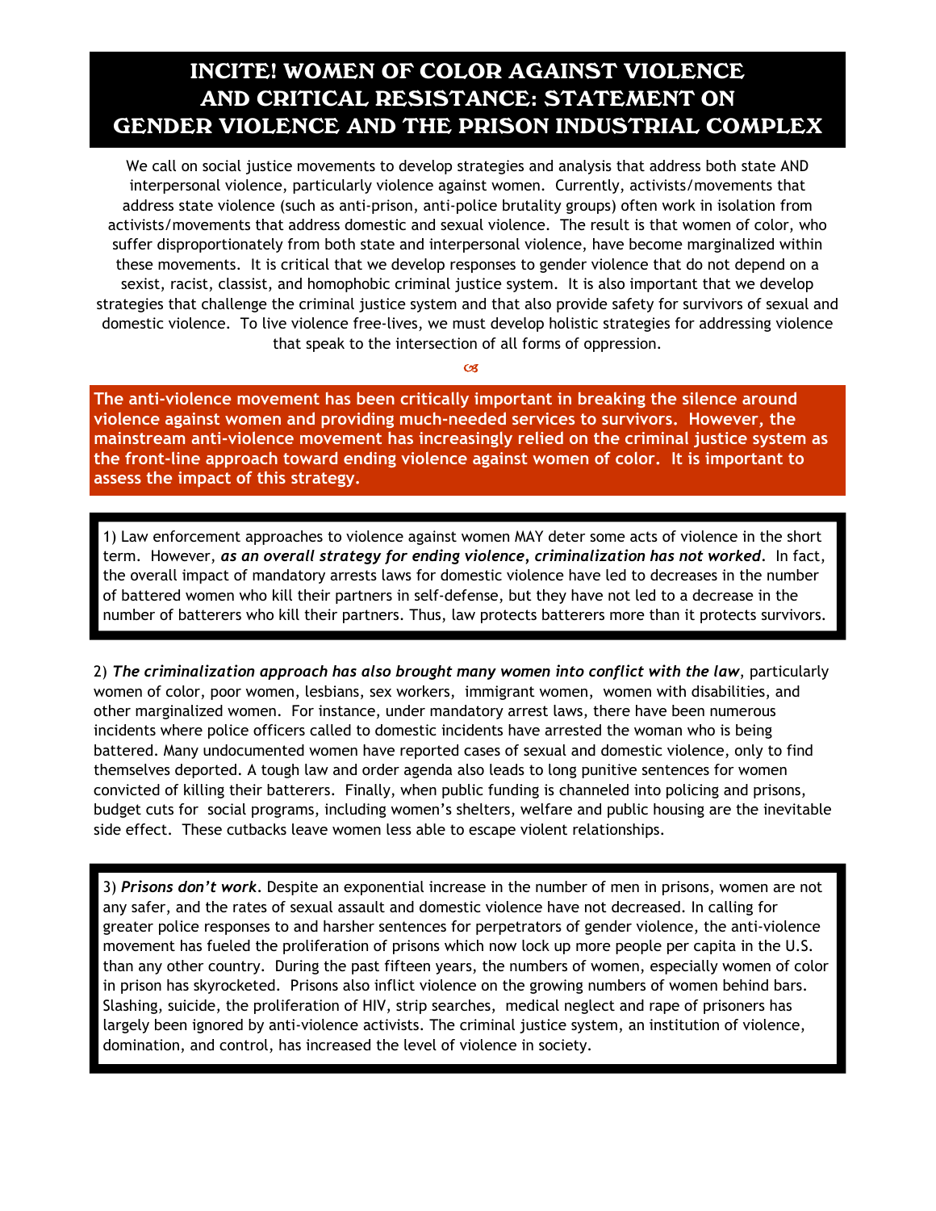# INCITE! WOMEN OF COLOR AGAINST VIOLENCE AND CRITICAL RESISTANCE: STATEMENT ON GENDER VIOLENCE AND THE PRISON INDUSTRIAL COMPLEX

We call on social justice movements to develop strategies and analysis that address both state AND interpersonal violence, particularly violence against women. Currently, activists/movements that address state violence (such as anti-prison, anti-police brutality groups) often work in isolation from activists/movements that address domestic and sexual violence. The result is that women of color, who suffer disproportionately from both state and interpersonal violence, have become marginalized within these movements. It is critical that we develop responses to gender violence that do not depend on a sexist, racist, classist, and homophobic criminal justice system. It is also important that we develop strategies that challenge the criminal justice system and that also provide safety for survivors of sexual and domestic violence. To live violence free-lives, we must develop holistic strategies for addressing violence that speak to the intersection of all forms of oppression.

**The anti-violence movement has been critically important in breaking the silence around violence against women and providing much-needed services to survivors. However, the mainstream anti-violence movement has increasingly relied on the criminal justice system as the front-line approach toward ending violence against women of color. It is important to assess the impact of this strategy.**

1) Law enforcement approaches to violence against women MAY deter some acts of violence in the short term. However, ***as an overall strategy for ending violence, criminalization has not worked***. In fact, the overall impact of mandatory arrests laws for domestic violence have led to decreases in the number of battered women who kill their partners in self-defense, but they have not led to a decrease in the number of batterers who kill their partners. Thus, law protects batterers more than it protects survivors.

2) ***The criminalization approach has also brought many women into conflict with the law***, particularly women of color, poor women, lesbians, sex workers, immigrant women, women with disabilities, and other marginalized women. For instance, under mandatory arrest laws, there have been numerous incidents where police officers called to domestic incidents have arrested the woman who is being battered. Many undocumented women have reported cases of sexual and domestic violence, only to find themselves deported. A tough law and order agenda also leads to long punitive sentences for women convicted of killing their batterers. Finally, when public funding is channeled into policing and prisons, budget cuts for social programs, including women's shelters, welfare and public housing are the inevitable side effect. These cutbacks leave women less able to escape violent relationships.

3) ***Prisons don't work***. Despite an exponential increase in the number of men in prisons, women are not any safer, and the rates of sexual assault and domestic violence have not decreased. In calling for greater police responses to and harsher sentences for perpetrators of gender violence, the anti-violence movement has fueled the proliferation of prisons which now lock up more people per capita in the U.S. than any other country. During the past fifteen years, the numbers of women, especially women of color in prison has skyrocketed. Prisons also inflict violence on the growing numbers of women behind bars. Slashing, suicide, the proliferation of HIV, strip searches, medical neglect and rape of prisoners has largely been ignored by anti-violence activists. The criminal justice system, an institution of violence, domination, and control, has increased the level of violence in society.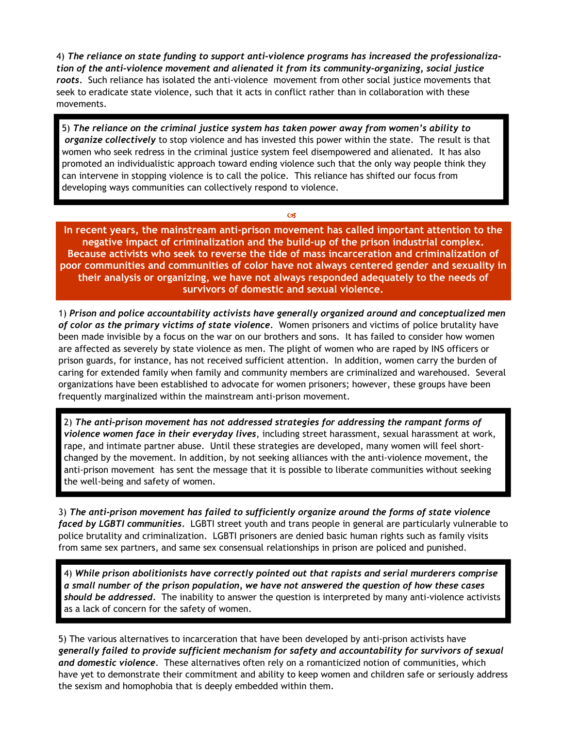4) ***The reliance on state funding to support anti-violence programs has increased the professionalization of the anti-violence movement and alienated it from its community-organizing, social justice roots.*** Such reliance has isolated the anti-violence movement from other social justice movements that seek to eradicate state violence, such that it acts in conflict rather than in collaboration with these movements.

5) ***The reliance on the criminal justice system has taken power away from women's ability to organize collectively*** to stop violence and has invested this power within the state. The result is that women who seek redress in the criminal justice system feel disempowered and alienated. It has also promoted an individualistic approach toward ending violence such that the only way people think they can intervene in stopping violence is to call the police. This reliance has shifted our focus from developing ways communities can collectively respond to violence.

**In recent years, the mainstream anti-prison movement has called important attention to the negative impact of criminalization and the build-up of the prison industrial complex. Because activists who seek to reverse the tide of mass incarceration and criminalization of poor communities and communities of color have not always centered gender and sexuality in their analysis or organizing, we have not always responded adequately to the needs of survivors of domestic and sexual violence.**

1) ***Prison and police accountability activists have generally organized around and conceptualized men of color as the primary victims of state violence.*** Women prisoners and victims of police brutality have been made invisible by a focus on the war on our brothers and sons. It has failed to consider how women are affected as severely by state violence as men. The plight of women who are raped by INS officers or prison guards, for instance, has not received sufficient attention. In addition, women carry the burden of caring for extended family when family and community members are criminalized and warehoused. Several organizations have been established to advocate for women prisoners; however, these groups have been frequently marginalized within the mainstream anti-prison movement.

2) ***The anti-prison movement has not addressed strategies for addressing the rampant forms of violence women face in their everyday lives***, including street harassment, sexual harassment at work, rape, and intimate partner abuse. Until these strategies are developed, many women will feel short-changed by the movement. In addition, by not seeking alliances with the anti-violence movement, the anti-prison movement has sent the message that it is possible to liberate communities without seeking the well-being and safety of women.

3) ***The anti-prison movement has failed to sufficiently organize around the forms of state violence faced by LGBTI communities.*** LGBTI street youth and trans people in general are particularly vulnerable to police brutality and criminalization. LGBTI prisoners are denied basic human rights such as family visits from same sex partners, and same sex consensual relationships in prison are policed and punished.

4) ***While prison abolitionists have correctly pointed out that rapists and serial murderers comprise a small number of the prison population, we have not answered the question of how these cases should be addressed.*** The inability to answer the question is interpreted by many anti-violence activists as a lack of concern for the safety of women.

5) The various alternatives to incarceration that have been developed by anti-prison activists have ***generally failed to provide sufficient mechanism for safety and accountability for survivors of sexual and domestic violence.*** These alternatives often rely on a romanticized notion of communities, which have yet to demonstrate their commitment and ability to keep women and children safe or seriously address the sexism and homophobia that is deeply embedded within them.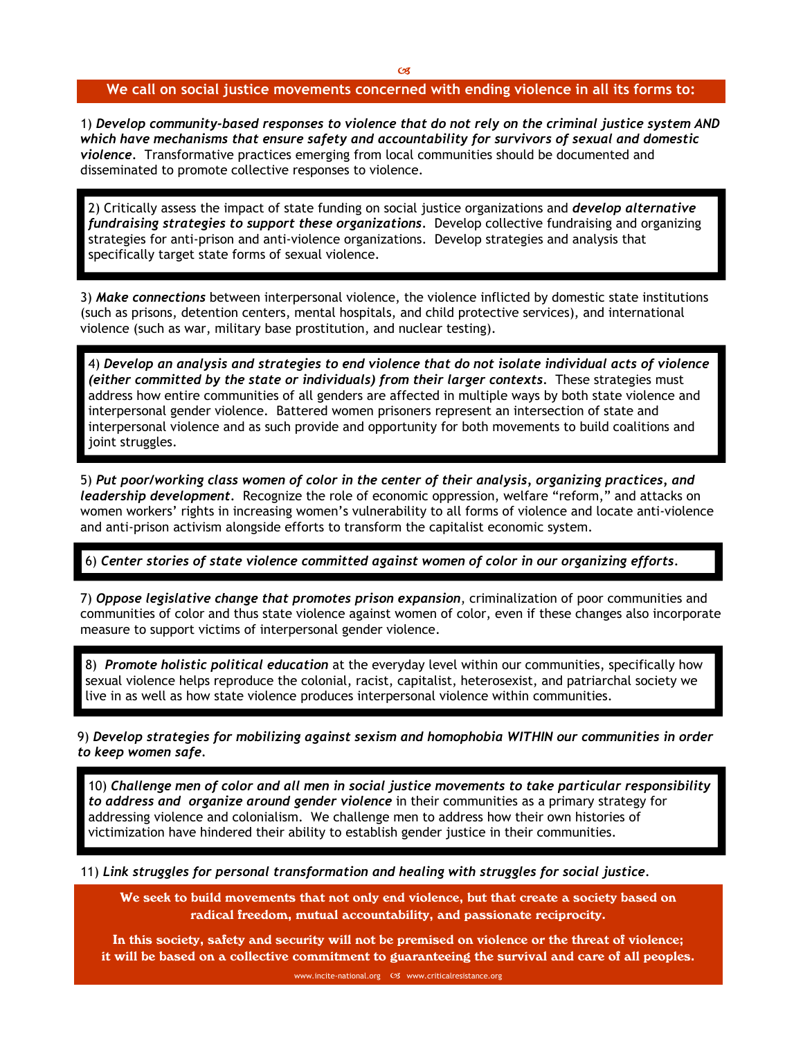## We call on social justice movements concerned with ending violence in all its forms to:

1) ***Develop community-based responses to violence that do not rely on the criminal justice system AND which have mechanisms that ensure safety and accountability for survivors of sexual and domestic violence.*** Transformative practices emerging from local communities should be documented and disseminated to promote collective responses to violence.

2) Critically assess the impact of state funding on social justice organizations and ***develop alternative fundraising strategies to support these organizations.*** Develop collective fundraising and organizing strategies for anti-prison and anti-violence organizations. Develop strategies and analysis that specifically target state forms of sexual violence.

3) ***Make connections*** between interpersonal violence, the violence inflicted by domestic state institutions (such as prisons, detention centers, mental hospitals, and child protective services), and international violence (such as war, military base prostitution, and nuclear testing).

4) ***Develop an analysis and strategies to end violence that do not isolate individual acts of violence (either committed by the state or individuals) from their larger contexts.*** These strategies must address how entire communities of all genders are affected in multiple ways by both state violence and interpersonal gender violence. Battered women prisoners represent an intersection of state and interpersonal violence and as such provide and opportunity for both movements to build coalitions and joint struggles.

5) ***Put poor/working class women of color in the center of their analysis, organizing practices, and leadership development.*** Recognize the role of economic oppression, welfare "reform," and attacks on women workers' rights in increasing women's vulnerability to all forms of violence and locate anti-violence and anti-prison activism alongside efforts to transform the capitalist economic system.

6) ***Center stories of state violence committed against women of color in our organizing efforts.***

7) ***Oppose legislative change that promotes prison expansion***, criminalization of poor communities and communities of color and thus state violence against women of color, even if these changes also incorporate measure to support victims of interpersonal gender violence.

8) ***Promote holistic political education*** at the everyday level within our communities, specifically how sexual violence helps reproduce the colonial, racist, capitalist, heterosexist, and patriarchal society we live in as well as how state violence produces interpersonal violence within communities.

9) ***Develop strategies for mobilizing against sexism and homophobia WITHIN our communities in order to keep women safe.***

10) ***Challenge men of color and all men in social justice movements to take particular responsibility to address and organize around gender violence*** in their communities as a primary strategy for addressing violence and colonialism. We challenge men to address how their own histories of victimization have hindered their ability to establish gender justice in their communities.

11) ***Link struggles for personal transformation and healing with struggles for social justice.***

**We seek to build movements that not only end violence, but that create a society based on radical freedom, mutual accountability, and passionate reciprocity.**

**In this society, safety and security will not be premised on violence or the threat of violence; it will be based on a collective commitment to guaranteeing the survival and care of all peoples.**

www.incite-national.org www.criticalresistance.org